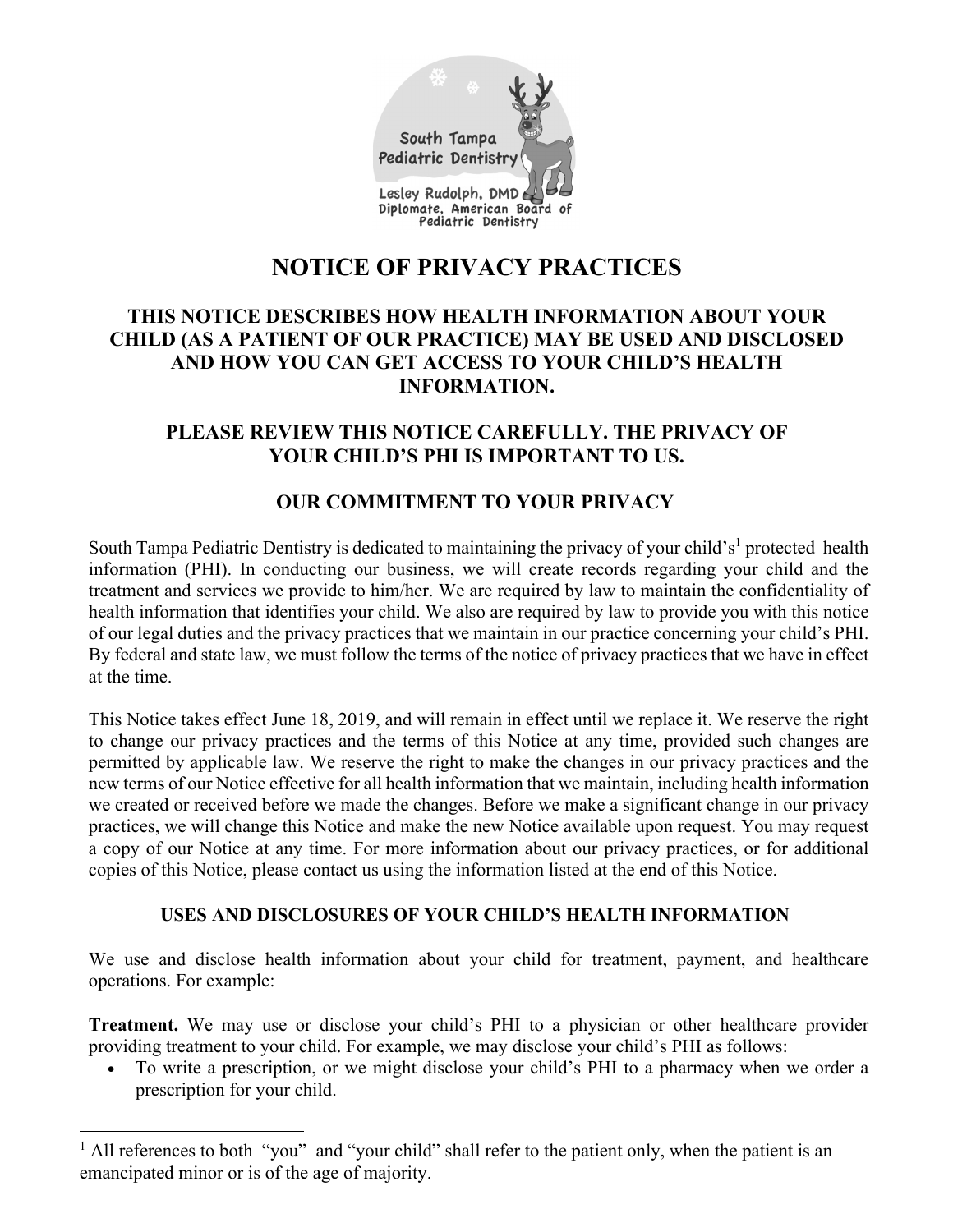South Tampa Pediatric Dentistry

Lesley Rudolph, DMD
Diplomate, American Board of Pediatric Dentistry

# NOTICE OF PRIVACY PRACTICES

## THIS NOTICE DESCRIBES HOW HEALTH INFORMATION ABOUT YOUR CHILD (AS A PATIENT OF OUR PRACTICE) MAY BE USED AND DISCLOSED AND HOW YOU CAN GET ACCESS TO YOUR CHILD'S HEALTH INFORMATION.

## PLEASE REVIEW THIS NOTICE CAREFULLY. THE PRIVACY OF YOUR CHILD'S PHI IS IMPORTANT TO US.

## OUR COMMITMENT TO YOUR PRIVACY

South Tampa Pediatric Dentistry is dedicated to maintaining the privacy of your child's[1] protected health information (PHI). In conducting our business, we will create records regarding your child and the treatment and services we provide to him/her. We are required by law to maintain the confidentiality of health information that identifies your child. We also are required by law to provide you with this notice of our legal duties and the privacy practices that we maintain in our practice concerning your child's PHI. By federal and state law, we must follow the terms of the notice of privacy practices that we have in effect at the time.

This Notice takes effect June 18, 2019, and will remain in effect until we replace it. We reserve the right to change our privacy practices and the terms of this Notice at any time, provided such changes are permitted by applicable law. We reserve the right to make the changes in our privacy practices and the new terms of our Notice effective for all health information that we maintain, including health information we created or received before we made the changes. Before we make a significant change in our privacy practices, we will change this Notice and make the new Notice available upon request. You may request a copy of our Notice at any time. For more information about our privacy practices, or for additional copies of this Notice, please contact us using the information listed at the end of this Notice.

### USES AND DISCLOSURES OF YOUR CHILD'S HEALTH INFORMATION

We use and disclose health information about your child for treatment, payment, and healthcare operations. For example:

**Treatment.** We may use or disclose your child's PHI to a physician or other healthcare provider providing treatment to your child. For example, we may disclose your child's PHI as follows:

- To write a prescription, or we might disclose your child's PHI to a pharmacy when we order a prescription for your child.

[1] All references to both "you" and "your child" shall refer to the patient only, when the patient is an emancipated minor or is of the age of majority.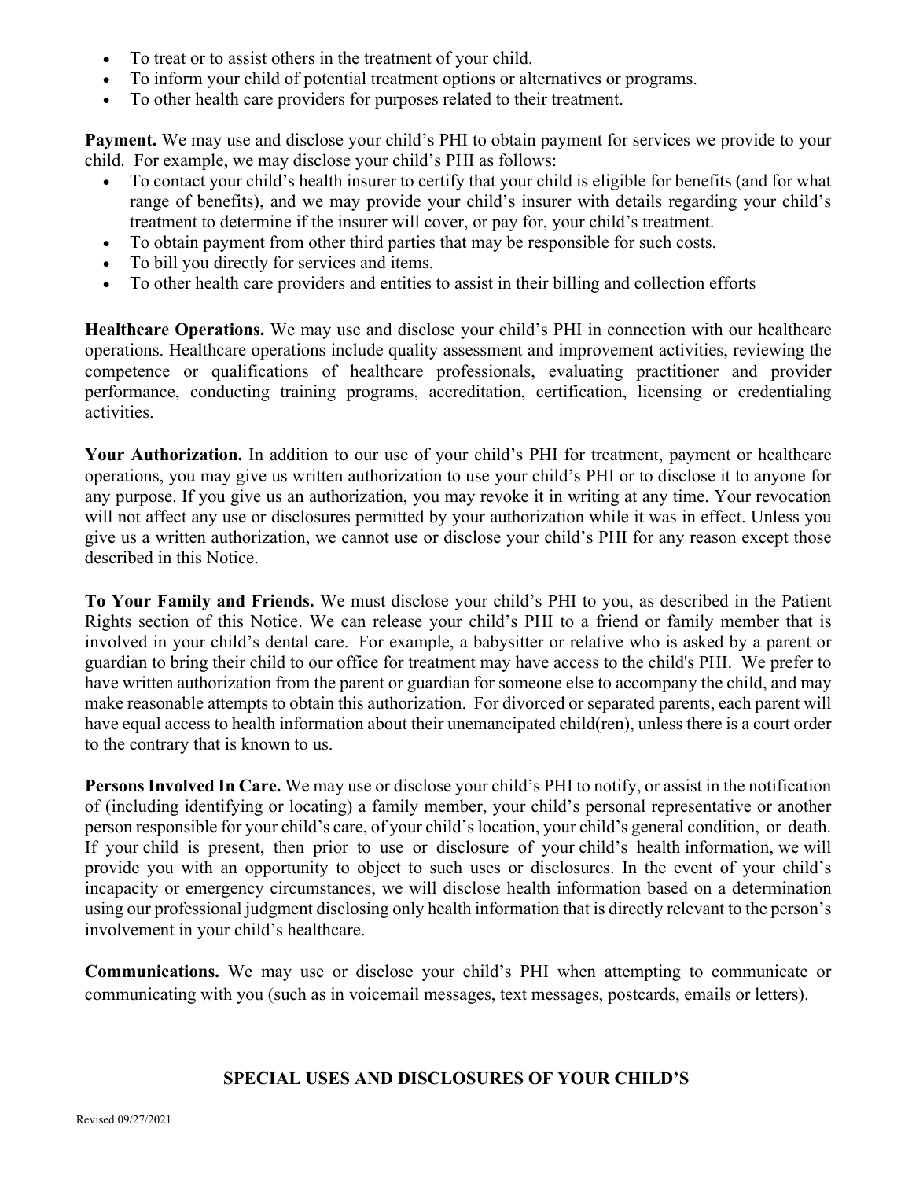- To treat or to assist others in the treatment of your child.
- To inform your child of potential treatment options or alternatives or programs.
- To other health care providers for purposes related to their treatment.

**Payment.** We may use and disclose your child's PHI to obtain payment for services we provide to your child. For example, we may disclose your child's PHI as follows:

- To contact your child's health insurer to certify that your child is eligible for benefits (and for what range of benefits), and we may provide your child's insurer with details regarding your child's treatment to determine if the insurer will cover, or pay for, your child's treatment.
- To obtain payment from other third parties that may be responsible for such costs.
- To bill you directly for services and items.
- To other health care providers and entities to assist in their billing and collection efforts

**Healthcare Operations.** We may use and disclose your child's PHI in connection with our healthcare operations. Healthcare operations include quality assessment and improvement activities, reviewing the competence or qualifications of healthcare professionals, evaluating practitioner and provider performance, conducting training programs, accreditation, certification, licensing or credentialing activities.

**Your Authorization.** In addition to our use of your child's PHI for treatment, payment or healthcare operations, you may give us written authorization to use your child's PHI or to disclose it to anyone for any purpose. If you give us an authorization, you may revoke it in writing at any time. Your revocation will not affect any use or disclosures permitted by your authorization while it was in effect. Unless you give us a written authorization, we cannot use or disclose your child's PHI for any reason except those described in this Notice.

**To Your Family and Friends.** We must disclose your child's PHI to you, as described in the Patient Rights section of this Notice. We can release your child's PHI to a friend or family member that is involved in your child's dental care. For example, a babysitter or relative who is asked by a parent or guardian to bring their child to our office for treatment may have access to the child's PHI. We prefer to have written authorization from the parent or guardian for someone else to accompany the child, and may make reasonable attempts to obtain this authorization. For divorced or separated parents, each parent will have equal access to health information about their unemancipated child(ren), unless there is a court order to the contrary that is known to us.

**Persons Involved In Care.** We may use or disclose your child's PHI to notify, or assist in the notification of (including identifying or locating) a family member, your child's personal representative or another person responsible for your child's care, of your child's location, your child's general condition, or death. If your child is present, then prior to use or disclosure of your child's health information, we will provide you with an opportunity to object to such uses or disclosures. In the event of your child's incapacity or emergency circumstances, we will disclose health information based on a determination using our professional judgment disclosing only health information that is directly relevant to the person's involvement in your child's healthcare.

**Communications.** We may use or disclose your child's PHI when attempting to communicate or communicating with you (such as in voicemail messages, text messages, postcards, emails or letters).

## SPECIAL USES AND DISCLOSURES OF YOUR CHILD'S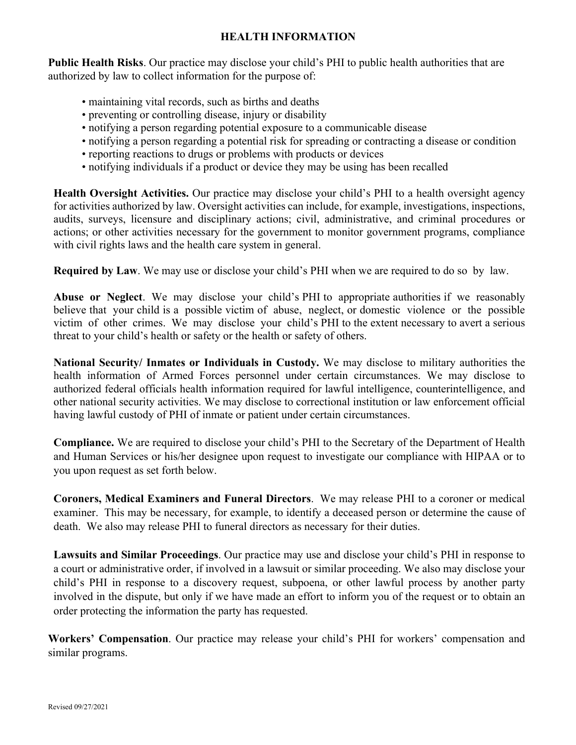## HEALTH INFORMATION

**Public Health Risks**. Our practice may disclose your child's PHI to public health authorities that are authorized by law to collect information for the purpose of:

- maintaining vital records, such as births and deaths
- preventing or controlling disease, injury or disability
- notifying a person regarding potential exposure to a communicable disease
- notifying a person regarding a potential risk for spreading or contracting a disease or condition
- reporting reactions to drugs or problems with products or devices
- notifying individuals if a product or device they may be using has been recalled

**Health Oversight Activities.** Our practice may disclose your child's PHI to a health oversight agency for activities authorized by law. Oversight activities can include, for example, investigations, inspections, audits, surveys, licensure and disciplinary actions; civil, administrative, and criminal procedures or actions; or other activities necessary for the government to monitor government programs, compliance with civil rights laws and the health care system in general.

**Required by Law**. We may use or disclose your child's PHI when we are required to do so by law.

**Abuse or Neglect**. We may disclose your child's PHI to appropriate authorities if we reasonably believe that your child is a possible victim of abuse, neglect, or domestic violence or the possible victim of other crimes. We may disclose your child's PHI to the extent necessary to avert a serious threat to your child's health or safety or the health or safety of others.

**National Security/ Inmates or Individuals in Custody.** We may disclose to military authorities the health information of Armed Forces personnel under certain circumstances. We may disclose to authorized federal officials health information required for lawful intelligence, counterintelligence, and other national security activities. We may disclose to correctional institution or law enforcement official having lawful custody of PHI of inmate or patient under certain circumstances.

**Compliance.** We are required to disclose your child's PHI to the Secretary of the Department of Health and Human Services or his/her designee upon request to investigate our compliance with HIPAA or to you upon request as set forth below.

**Coroners, Medical Examiners and Funeral Directors**. We may release PHI to a coroner or medical examiner. This may be necessary, for example, to identify a deceased person or determine the cause of death. We also may release PHI to funeral directors as necessary for their duties.

**Lawsuits and Similar Proceedings**. Our practice may use and disclose your child's PHI in response to a court or administrative order, if involved in a lawsuit or similar proceeding. We also may disclose your child's PHI in response to a discovery request, subpoena, or other lawful process by another party involved in the dispute, but only if we have made an effort to inform you of the request or to obtain an order protecting the information the party has requested.

**Workers' Compensation**. Our practice may release your child's PHI for workers' compensation and similar programs.

Revised 09/27/2021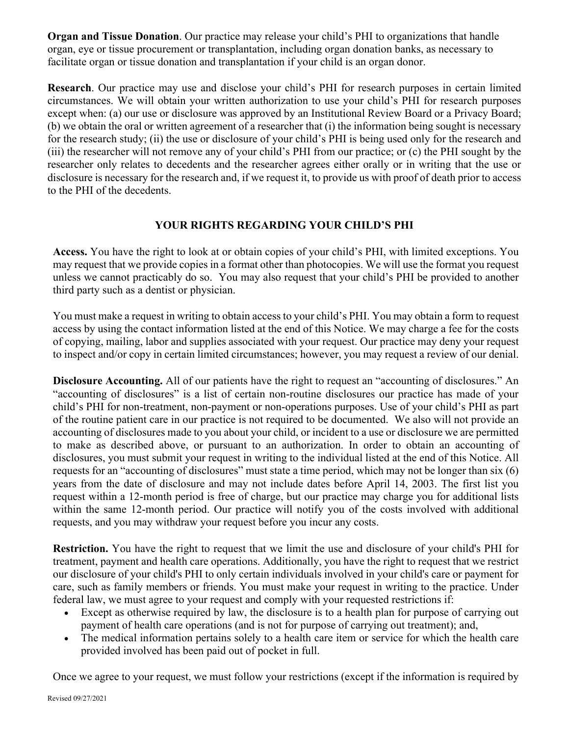**Organ and Tissue Donation**. Our practice may release your child's PHI to organizations that handle organ, eye or tissue procurement or transplantation, including organ donation banks, as necessary to facilitate organ or tissue donation and transplantation if your child is an organ donor.

**Research**. Our practice may use and disclose your child's PHI for research purposes in certain limited circumstances. We will obtain your written authorization to use your child's PHI for research purposes except when: (a) our use or disclosure was approved by an Institutional Review Board or a Privacy Board; (b) we obtain the oral or written agreement of a researcher that (i) the information being sought is necessary for the research study; (ii) the use or disclosure of your child's PHI is being used only for the research and (iii) the researcher will not remove any of your child's PHI from our practice; or (c) the PHI sought by the researcher only relates to decedents and the researcher agrees either orally or in writing that the use or disclosure is necessary for the research and, if we request it, to provide us with proof of death prior to access to the PHI of the decedents.

## YOUR RIGHTS REGARDING YOUR CHILD'S PHI

**Access.** You have the right to look at or obtain copies of your child's PHI, with limited exceptions. You may request that we provide copies in a format other than photocopies. We will use the format you request unless we cannot practicably do so. You may also request that your child's PHI be provided to another third party such as a dentist or physician.

You must make a request in writing to obtain access to your child's PHI. You may obtain a form to request access by using the contact information listed at the end of this Notice. We may charge a fee for the costs of copying, mailing, labor and supplies associated with your request. Our practice may deny your request to inspect and/or copy in certain limited circumstances; however, you may request a review of our denial.

**Disclosure Accounting.** All of our patients have the right to request an "accounting of disclosures." An "accounting of disclosures" is a list of certain non-routine disclosures our practice has made of your child's PHI for non-treatment, non-payment or non-operations purposes. Use of your child's PHI as part of the routine patient care in our practice is not required to be documented. We also will not provide an accounting of disclosures made to you about your child, or incident to a use or disclosure we are permitted to make as described above, or pursuant to an authorization. In order to obtain an accounting of disclosures, you must submit your request in writing to the individual listed at the end of this Notice. All requests for an "accounting of disclosures" must state a time period, which may not be longer than six (6) years from the date of disclosure and may not include dates before April 14, 2003. The first list you request within a 12-month period is free of charge, but our practice may charge you for additional lists within the same 12-month period. Our practice will notify you of the costs involved with additional requests, and you may withdraw your request before you incur any costs.

**Restriction.** You have the right to request that we limit the use and disclosure of your child's PHI for treatment, payment and health care operations. Additionally, you have the right to request that we restrict our disclosure of your child's PHI to only certain individuals involved in your child's care or payment for care, such as family members or friends. You must make your request in writing to the practice. Under federal law, we must agree to your request and comply with your requested restrictions if:

- Except as otherwise required by law, the disclosure is to a health plan for purpose of carrying out payment of health care operations (and is not for purpose of carrying out treatment); and,
- The medical information pertains solely to a health care item or service for which the health care provided involved has been paid out of pocket in full.

Once we agree to your request, we must follow your restrictions (except if the information is required by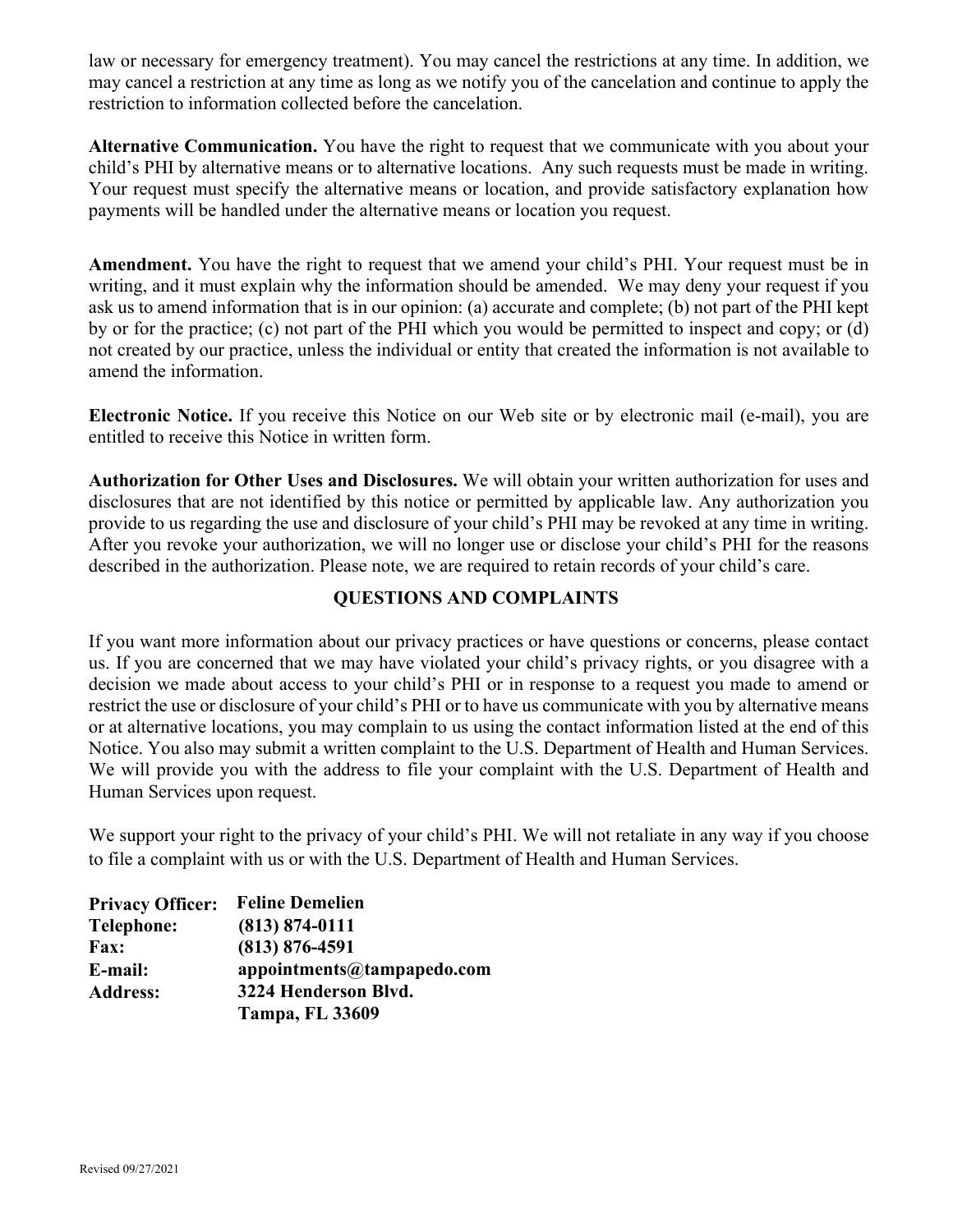law or necessary for emergency treatment). You may cancel the restrictions at any time. In addition, we may cancel a restriction at any time as long as we notify you of the cancelation and continue to apply the restriction to information collected before the cancelation.

**Alternative Communication.** You have the right to request that we communicate with you about your child's PHI by alternative means or to alternative locations. Any such requests must be made in writing. Your request must specify the alternative means or location, and provide satisfactory explanation how payments will be handled under the alternative means or location you request.

**Amendment.** You have the right to request that we amend your child's PHI. Your request must be in writing, and it must explain why the information should be amended. We may deny your request if you ask us to amend information that is in our opinion: (a) accurate and complete; (b) not part of the PHI kept by or for the practice; (c) not part of the PHI which you would be permitted to inspect and copy; or (d) not created by our practice, unless the individual or entity that created the information is not available to amend the information.

**Electronic Notice.** If you receive this Notice on our Web site or by electronic mail (e-mail), you are entitled to receive this Notice in written form.

**Authorization for Other Uses and Disclosures.** We will obtain your written authorization for uses and disclosures that are not identified by this notice or permitted by applicable law. Any authorization you provide to us regarding the use and disclosure of your child's PHI may be revoked at any time in writing. After you revoke your authorization, we will no longer use or disclose your child's PHI for the reasons described in the authorization. Please note, we are required to retain records of your child's care.

## QUESTIONS AND COMPLAINTS

If you want more information about our privacy practices or have questions or concerns, please contact us. If you are concerned that we may have violated your child's privacy rights, or you disagree with a decision we made about access to your child's PHI or in response to a request you made to amend or restrict the use or disclosure of your child's PHI or to have us communicate with you by alternative means or at alternative locations, you may complain to us using the contact information listed at the end of this Notice. You also may submit a written complaint to the U.S. Department of Health and Human Services. We will provide you with the address to file your complaint with the U.S. Department of Health and Human Services upon request.

We support your right to the privacy of your child's PHI. We will not retaliate in any way if you choose to file a complaint with us or with the U.S. Department of Health and Human Services.

| | |
|---|---|
| **Privacy Officer:** | **Feline Demelien** |
| **Telephone:** | **(813) 874-0111** |
| **Fax:** | **(813) 876-4591** |
| **E-mail:** | **appointments@tampapedo.com** |
| **Address:** | **3224 Henderson Blvd.** |
| | **Tampa, FL 33609** |

Revised 09/27/2021